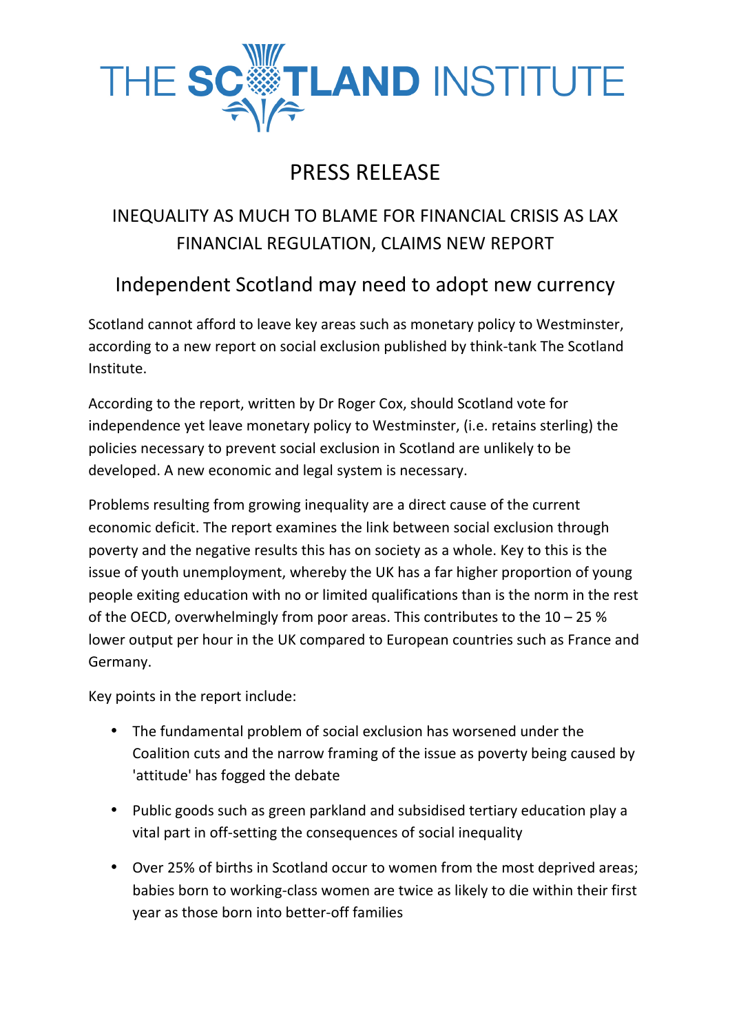# THE SCOTLAND INSTITUTE

## PRESS RELEASE

## INEQUALITY AS MUCH TO BLAME FOR FINANCIAL CRISIS AS LAX FINANCIAL REGULATION, CLAIMS NEW REPORT

### Independent Scotland may need to adopt new currency

Scotland cannot afford to leave key areas such as monetary policy to Westminster, according to a new report on social exclusion published by think-tank The Scotland Institute.

According to the report, written by Dr Roger Cox, should Scotland vote for independence yet leave monetary policy to Westminster, (i.e. retains sterling) the policies necessary to prevent social exclusion in Scotland are unlikely to be developed. A new economic and legal system is necessary.

Problems resulting from growing inequality are a direct cause of the current economic deficit. The report examines the link between social exclusion through poverty and the negative results this has on society as a whole. Key to this is the issue of youth unemployment, whereby the UK has a far higher proportion of young people exiting education with no or limited qualifications than is the norm in the rest of the OECD, overwhelmingly from poor areas. This contributes to the 10 – 25 % lower output per hour in the UK compared to European countries such as France and Germany.

Key points in the report include:

- The fundamental problem of social exclusion has worsened under the Coalition cuts and the narrow framing of the issue as poverty being caused by 'attitude' has fogged the debate
- Public goods such as green parkland and subsidised tertiary education play a vital part in off-setting the consequences of social inequality
- Over 25% of births in Scotland occur to women from the most deprived areas; babies born to working-class women are twice as likely to die within their first year as those born into better-off families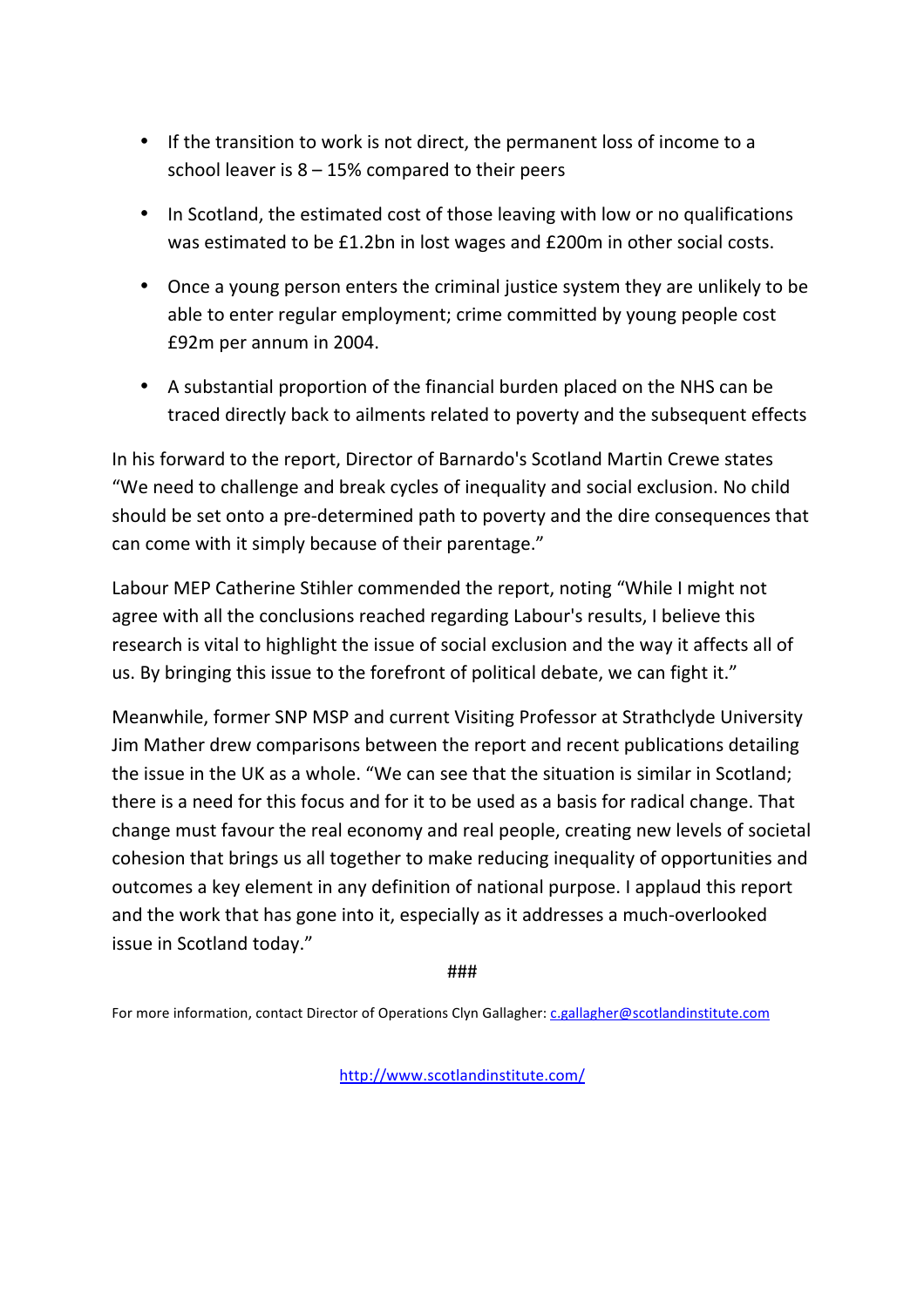- If the transition to work is not direct, the permanent loss of income to a school leaver is 8 – 15% compared to their peers
- In Scotland, the estimated cost of those leaving with low or no qualifications was estimated to be £1.2bn in lost wages and £200m in other social costs.
- Once a young person enters the criminal justice system they are unlikely to be able to enter regular employment; crime committed by young people cost £92m per annum in 2004.
- A substantial proportion of the financial burden placed on the NHS can be traced directly back to ailments related to poverty and the subsequent effects

In his forward to the report, Director of Barnardo's Scotland Martin Crewe states "We need to challenge and break cycles of inequality and social exclusion. No child should be set onto a pre-determined path to poverty and the dire consequences that can come with it simply because of their parentage."

Labour MEP Catherine Stihler commended the report, noting "While I might not agree with all the conclusions reached regarding Labour's results, I believe this research is vital to highlight the issue of social exclusion and the way it affects all of us. By bringing this issue to the forefront of political debate, we can fight it."

Meanwhile, former SNP MSP and current Visiting Professor at Strathclyde University Jim Mather drew comparisons between the report and recent publications detailing the issue in the UK as a whole. "We can see that the situation is similar in Scotland; there is a need for this focus and for it to be used as a basis for radical change. That change must favour the real economy and real people, creating new levels of societal cohesion that brings us all together to make reducing inequality of opportunities and outcomes a key element in any definition of national purpose. I applaud this report and the work that has gone into it, especially as it addresses a much-overlooked issue in Scotland today."

###

For more information, contact Director of Operations Clyn Gallagher: c.gallagher@scotlandinstitute.com

http://www.scotlandinstitute.com/